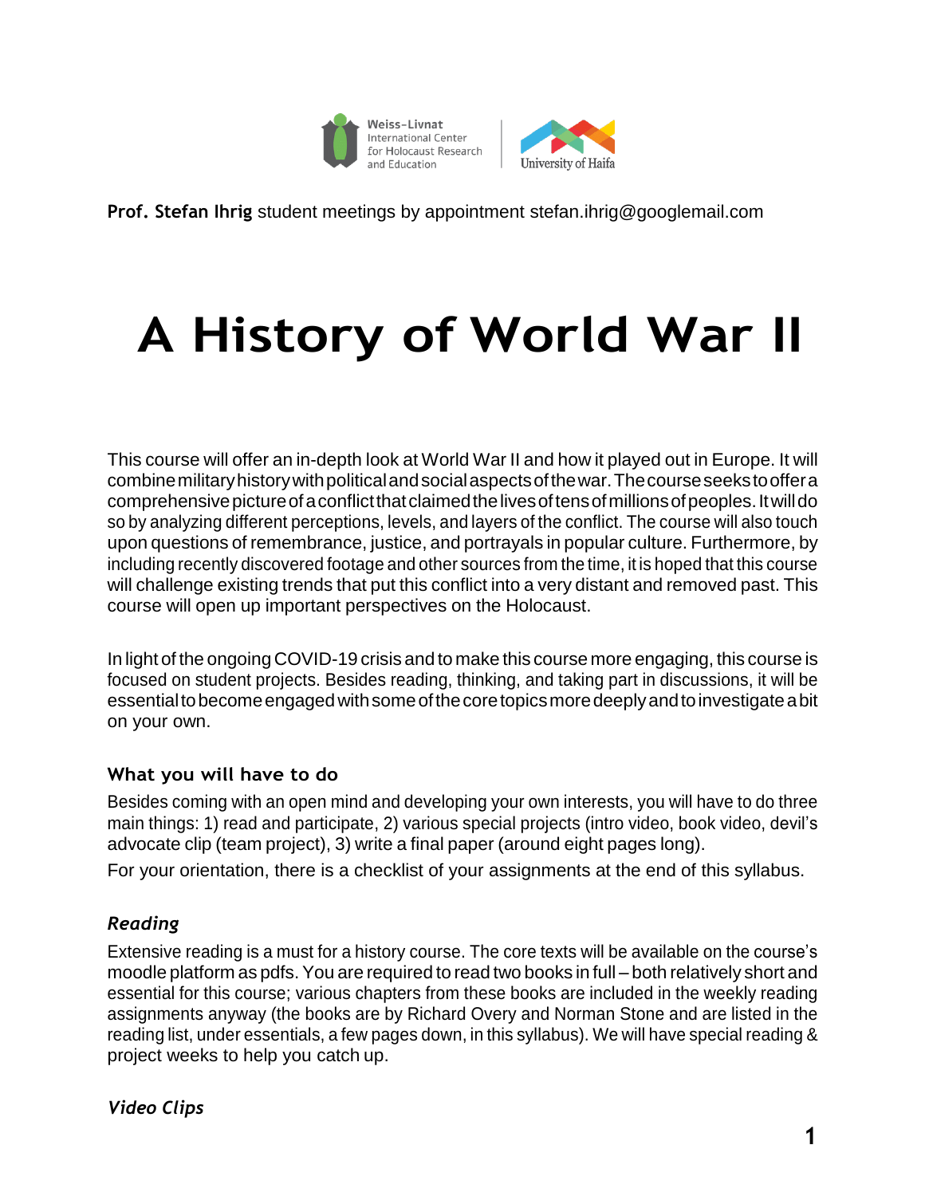Weiss-Livnat International Center for Holocaust Research and Education | University of Haifa

**Prof. Stefan Ihrig** student meetings by appointment stefan.ihrig@googlemail.com

# A History of World War II

This course will offer an in-depth look at World War II and how it played out in Europe. It will combine military history with political and social aspects of the war. The course seeks to offer a comprehensive picture of a conflict that claimed the lives of tens of millions of peoples. It will do so by analyzing different perceptions, levels, and layers of the conflict. The course will also touch upon questions of remembrance, justice, and portrayals in popular culture. Furthermore, by including recently discovered footage and other sources from the time, it is hoped that this course will challenge existing trends that put this conflict into a very distant and removed past. This course will open up important perspectives on the Holocaust.

In light of the ongoing COVID-19 crisis and to make this course more engaging, this course is focused on student projects. Besides reading, thinking, and taking part in discussions, it will be essential to become engaged with some of the core topics more deeply and to investigate a bit on your own.

### What you will have to do

Besides coming with an open mind and developing your own interests, you will have to do three main things: 1) read and participate, 2) various special projects (intro video, book video, devil's advocate clip (team project), 3) write a final paper (around eight pages long).

For your orientation, there is a checklist of your assignments at the end of this syllabus.

#### *Reading*

Extensive reading is a must for a history course. The core texts will be available on the course's moodle platform as pdfs. You are required to read two books in full – both relatively short and essential for this course; various chapters from these books are included in the weekly reading assignments anyway (the books are by Richard Overy and Norman Stone and are listed in the reading list, under essentials, a few pages down, in this syllabus). We will have special reading & project weeks to help you catch up.

#### *Video Clips*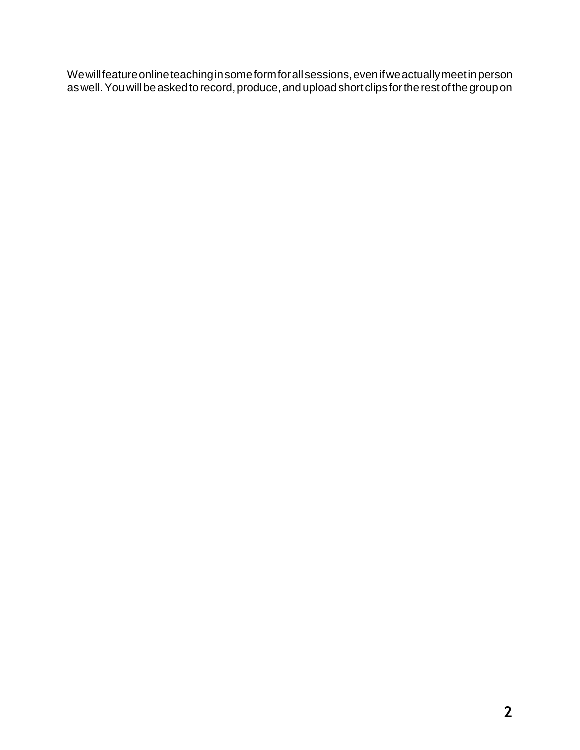We will feature online teaching in some form for all sessions, even if we actually meet in person as well. You will be asked to record, produce, and upload short clips for the rest of the group on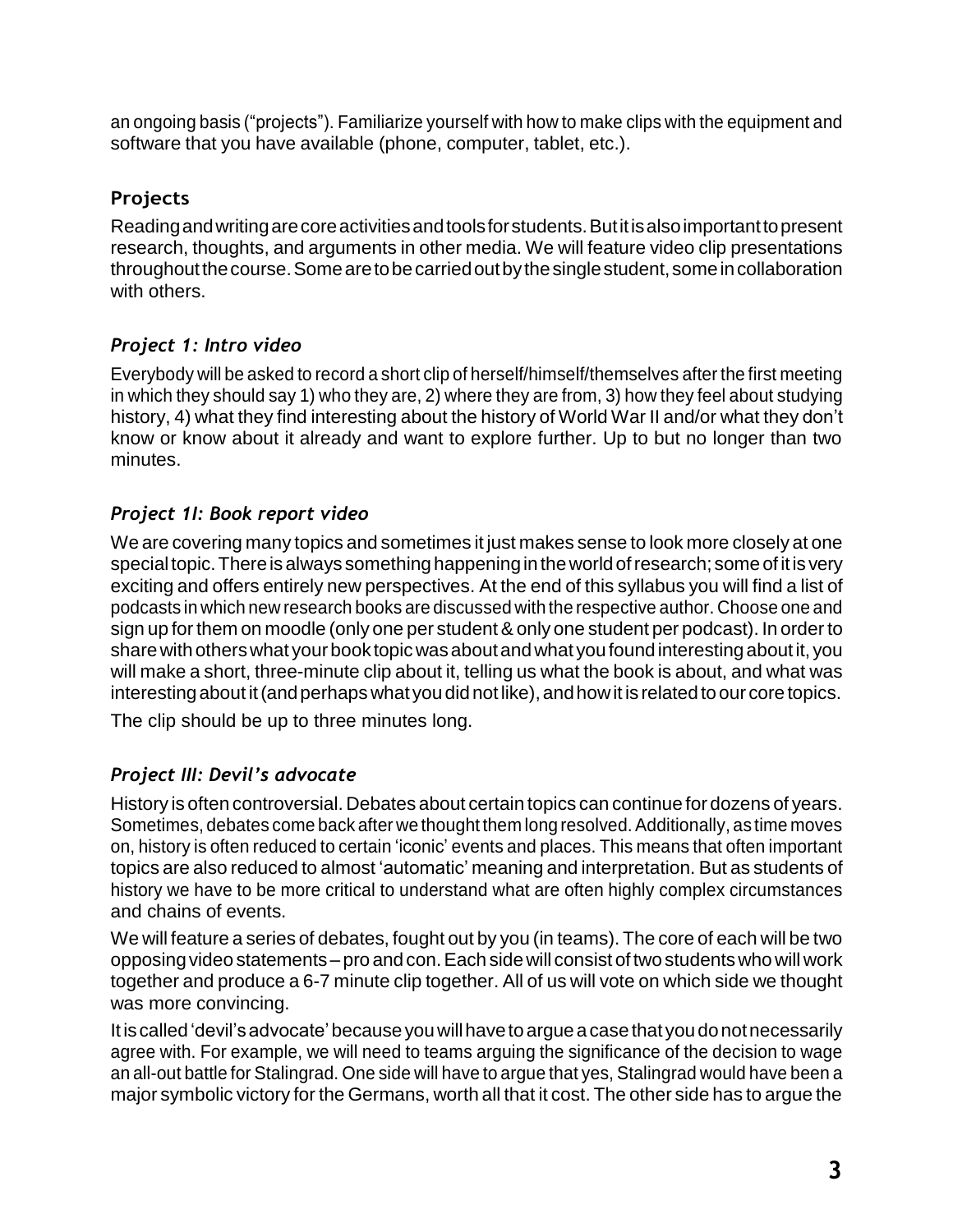an ongoing basis ("projects"). Familiarize yourself with how to make clips with the equipment and software that you have available (phone, computer, tablet, etc.).

### Projects

Reading and writing are core activities and tools for students. But it is also important to present research, thoughts, and arguments in other media. We will feature video clip presentations throughout the course. Some are to be carried out by the single student, some in collaboration with others.

#### *Project 1: Intro video*

Everybody will be asked to record a short clip of herself/himself/themselves after the first meeting in which they should say 1) who they are, 2) where they are from, 3) how they feel about studying history, 4) what they find interesting about the history of World War II and/or what they don't know or know about it already and want to explore further. Up to but no longer than two minutes.

#### *Project 1I: Book report video*

We are covering many topics and sometimes it just makes sense to look more closely at one special topic. There is always something happening in the world of research; some of it is very exciting and offers entirely new perspectives. At the end of this syllabus you will find a list of podcasts in which new research books are discussed with the respective author. Choose one and sign up for them on moodle (only one per student & only one student per podcast). In order to share with others what your book topic was about and what you found interesting about it, you will make a short, three-minute clip about it, telling us what the book is about, and what was interesting about it (and perhaps what you did not like), and how it is related to our core topics.

The clip should be up to three minutes long.

#### *Project III: Devil's advocate*

History is often controversial. Debates about certain topics can continue for dozens of years. Sometimes, debates come back after we thought them long resolved. Additionally, as time moves on, history is often reduced to certain 'iconic' events and places. This means that often important topics are also reduced to almost 'automatic' meaning and interpretation. But as students of history we have to be more critical to understand what are often highly complex circumstances and chains of events.

We will feature a series of debates, fought out by you (in teams). The core of each will be two opposing video statements – pro and con. Each side will consist of two students who will work together and produce a 6-7 minute clip together. All of us will vote on which side we thought was more convincing.

It is called 'devil's advocate' because you will have to argue a case that you do not necessarily agree with. For example, we will need to teams arguing the significance of the decision to wage an all-out battle for Stalingrad. One side will have to argue that yes, Stalingrad would have been a major symbolic victory for the Germans, worth all that it cost. The other side has to argue the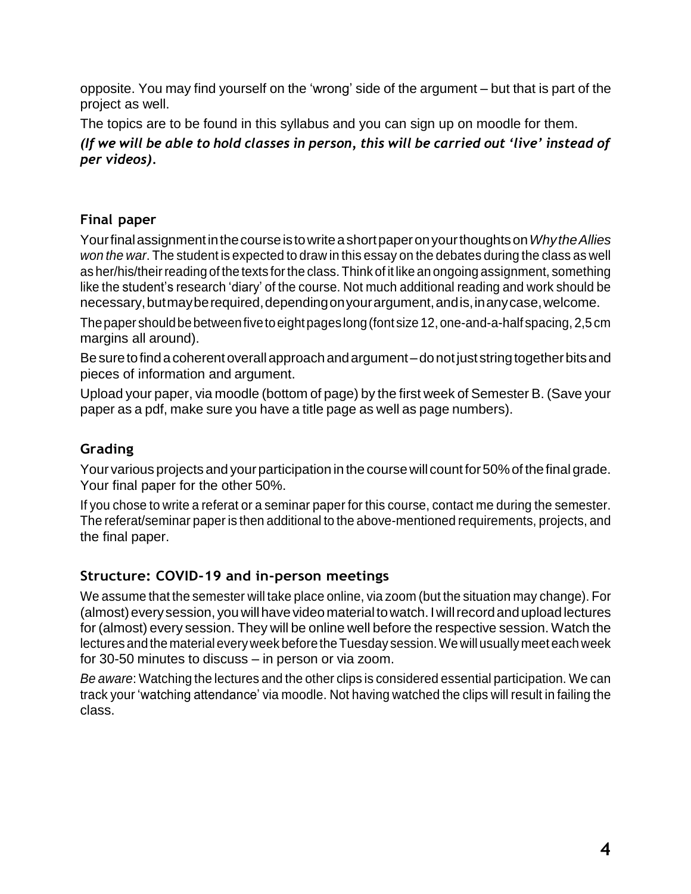opposite. You may find yourself on the 'wrong' side of the argument – but that is part of the project as well.

The topics are to be found in this syllabus and you can sign up on moodle for them.

***(If we will be able to hold classes in person, this will be carried out 'live' instead of per videos).***

### Final paper

Your final assignment in the course is to write a short paper on your thoughts on *Why the Allies won the war*. The student is expected to draw in this essay on the debates during the class as well as her/his/their reading of the texts for the class. Think of it like an ongoing assignment, something like the student's research 'diary' of the course. Not much additional reading and work should be necessary, but may be required, depending on your argument, and is, in any case, welcome.

The paper should be between five to eight pages long (font size 12, one-and-a-half spacing, 2,5 cm margins all around).

Be sure to find a coherent overall approach and argument – do not just string together bits and pieces of information and argument.

Upload your paper, via moodle (bottom of page) by the first week of Semester B. (Save your paper as a pdf, make sure you have a title page as well as page numbers).

### Grading

Your various projects and your participation in the course will count for 50% of the final grade. Your final paper for the other 50%.

If you chose to write a referat or a seminar paper for this course, contact me during the semester. The referat/seminar paper is then additional to the above-mentioned requirements, projects, and the final paper.

### Structure: COVID-19 and in-person meetings

We assume that the semester will take place online, via zoom (but the situation may change). For (almost) every session, you will have video material to watch. I will record and upload lectures for (almost) every session. They will be online well before the respective session. Watch the lectures and the material every week before the Tuesday session. We will usually meet each week for 30-50 minutes to discuss – in person or via zoom.

*Be aware*: Watching the lectures and the other clips is considered essential participation. We can track your 'watching attendance' via moodle. Not having watched the clips will result in failing the class.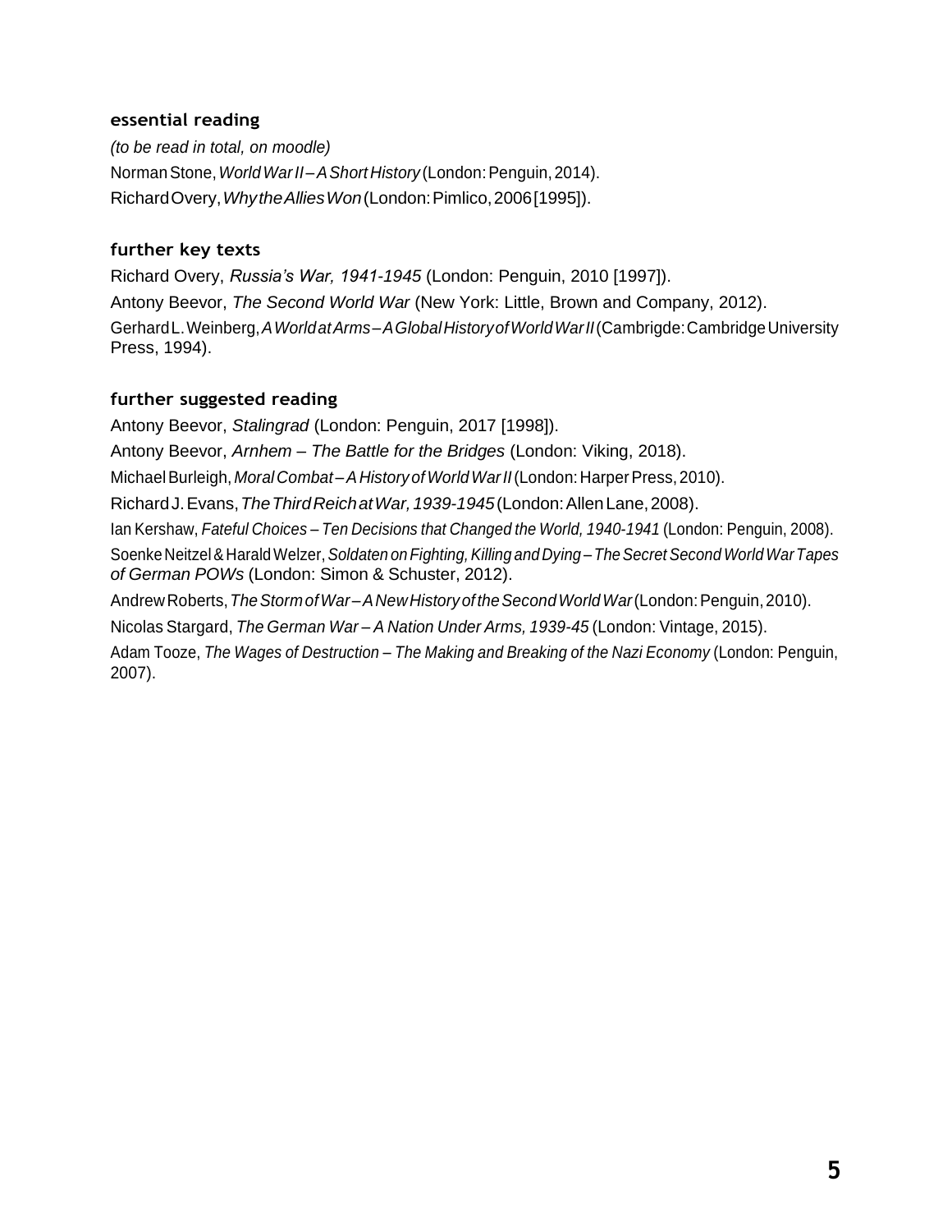### essential reading

*(to be read in total, on moodle)*

Norman Stone, *World War II – A Short History* (London: Penguin, 2014).

Richard Overy, *Why the Allies Won* (London: Pimlico, 2006 [1995]).

### further key texts

Richard Overy, *Russia's War, 1941-1945* (London: Penguin, 2010 [1997]).

Antony Beevor, *The Second World War* (New York: Little, Brown and Company, 2012).

Gerhard L. Weinberg, *A World at Arms – A Global History of World War II* (Cambrigde: Cambridge University Press, 1994).

### further suggested reading

Antony Beevor, *Stalingrad* (London: Penguin, 2017 [1998]).

Antony Beevor, *Arnhem – The Battle for the Bridges* (London: Viking, 2018).

Michael Burleigh, *Moral Combat – A History of World War II* (London: Harper Press, 2010).

Richard J. Evans, *The Third Reich at War, 1939-1945* (London: Allen Lane, 2008).

Ian Kershaw, *Fateful Choices – Ten Decisions that Changed the World, 1940-1941* (London: Penguin, 2008).

Soenke Neitzel & Harald Welzer, *Soldaten on Fighting, Killing and Dying – The Secret Second World War Tapes of German POWs* (London: Simon & Schuster, 2012).

Andrew Roberts, *The Storm of War – A New History of the Second World War* (London: Penguin, 2010).

Nicolas Stargard, *The German War – A Nation Under Arms, 1939-45* (London: Vintage, 2015).

Adam Tooze, *The Wages of Destruction – The Making and Breaking of the Nazi Economy* (London: Penguin, 2007).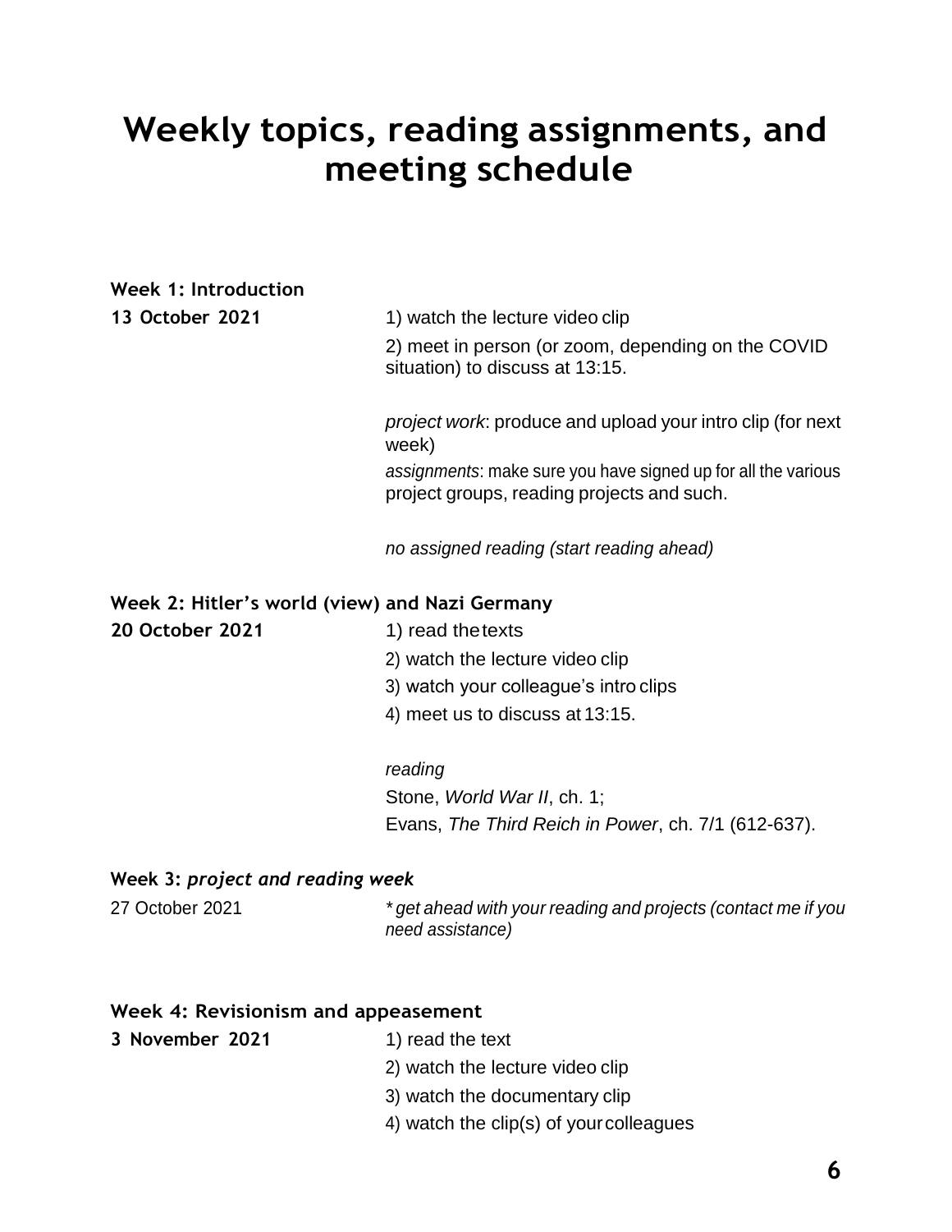# Weekly topics, reading assignments, and meeting schedule

**Week 1: Introduction**

**13 October 2021**

1) watch the lecture video clip
2) meet in person (or zoom, depending on the COVID situation) to discuss at 13:15.

*project work*: produce and upload your intro clip (for next week)

*assignments*: make sure you have signed up for all the various project groups, reading projects and such.

*no assigned reading (start reading ahead)*

**Week 2: Hitler's world (view) and Nazi Germany**

**20 October 2021**

1) read the texts
2) watch the lecture video clip
3) watch your colleague's intro clips
4) meet us to discuss at 13:15.

*reading*

Stone, *World War II*, ch. 1;
Evans, *The Third Reich in Power*, ch. 7/1 (612-637).

**Week 3: *project and reading week***

27 October 2021

*\* get ahead with your reading and projects (contact me if you need assistance)*

**Week 4: Revisionism and appeasement**

**3 November 2021**

1) read the text
2) watch the lecture video clip
3) watch the documentary clip
4) watch the clip(s) of your colleagues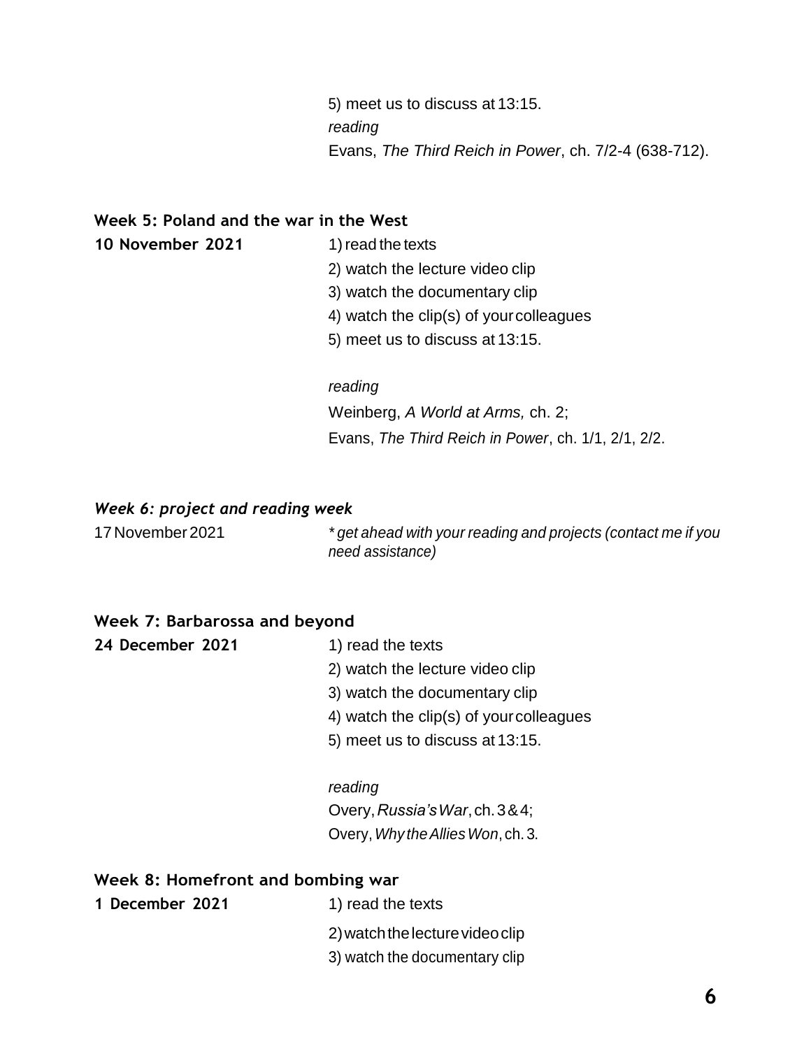5) meet us to discuss at 13:15.

*reading*

Evans, *The Third Reich in Power*, ch. 7/2-4 (638-712).

### Week 5: Poland and the war in the West

**10 November 2021**

1) read the texts
2) watch the lecture video clip
3) watch the documentary clip
4) watch the clip(s) of your colleagues
5) meet us to discuss at 13:15.

*reading*

Weinberg, *A World at Arms,* ch. 2;

Evans, *The Third Reich in Power*, ch. 1/1, 2/1, 2/2.

### *Week 6: project and reading week*

17 November 2021

*\* get ahead with your reading and projects (contact me if you need assistance)*

### Week 7: Barbarossa and beyond

**24 December 2021**

1) read the texts
2) watch the lecture video clip
3) watch the documentary clip
4) watch the clip(s) of your colleagues
5) meet us to discuss at 13:15.

*reading*

Overy, *Russia's War*, ch. 3 & 4;

Overy, *Why the Allies Won*, ch. 3.

### Week 8: Homefront and bombing war

**1 December 2021**

1) read the texts
2) watch the lecture video clip
3) watch the documentary clip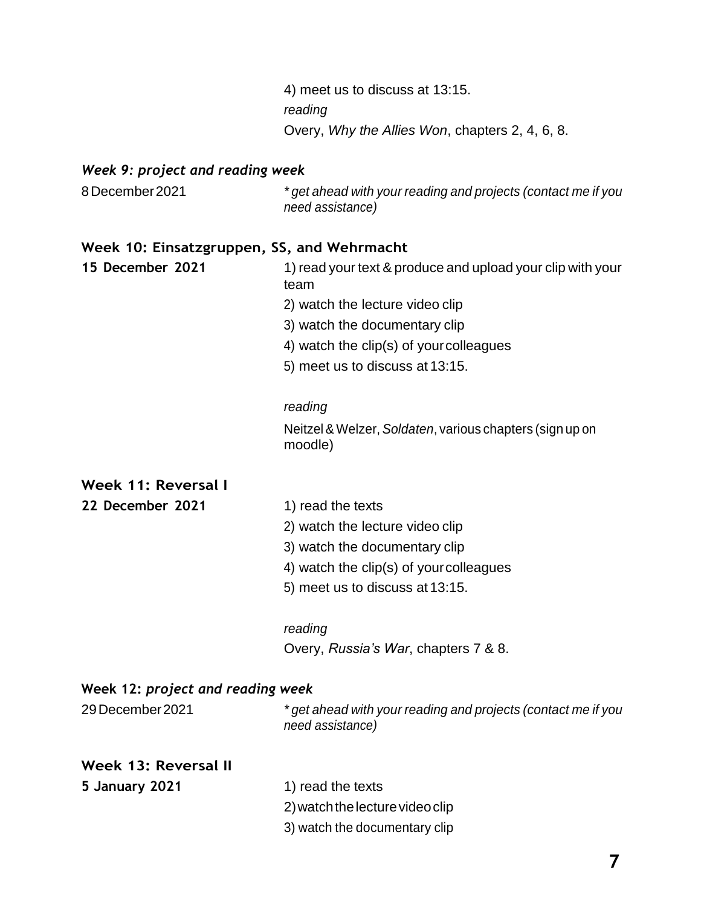4) meet us to discuss at 13:15.

*reading*

Overy, *Why the Allies Won*, chapters 2, 4, 6, 8.

### *Week 9: project and reading week*

8 December 2021

*\* get ahead with your reading and projects (contact me if you need assistance)*

### Week 10: Einsatzgruppen, SS, and Wehrmacht

**15 December 2021**

1) read your text & produce and upload your clip with your team
2) watch the lecture video clip
3) watch the documentary clip
4) watch the clip(s) of your colleagues
5) meet us to discuss at 13:15.

*reading*

Neitzel & Welzer, *Soldaten*, various chapters (sign up on moodle)

### Week 11: Reversal I

**22 December 2021**

1) read the texts
2) watch the lecture video clip
3) watch the documentary clip
4) watch the clip(s) of your colleagues
5) meet us to discuss at 13:15.

*reading*

Overy, *Russia's War*, chapters 7 & 8.

### Week 12: *project and reading week*

29 December 2021

*\* get ahead with your reading and projects (contact me if you need assistance)*

### Week 13: Reversal II

**5 January 2021**

1) read the texts
2) watch the lecture video clip
3) watch the documentary clip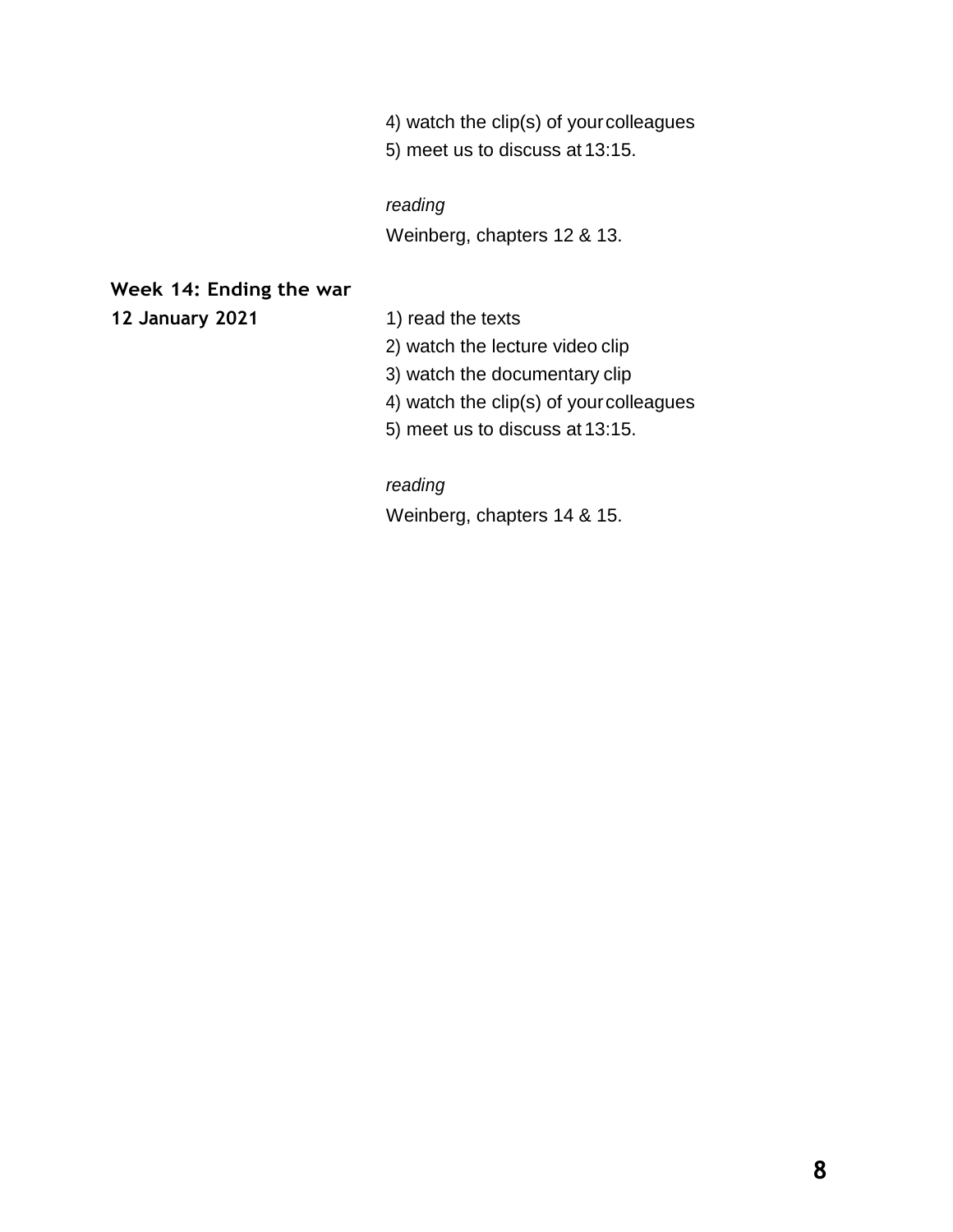4) watch the clip(s) of your colleagues
5) meet us to discuss at 13:15.

*reading*

Weinberg, chapters 12 & 13.

**Week 14: Ending the war**

**12 January 2021**

1) read the texts
2) watch the lecture video clip
3) watch the documentary clip
4) watch the clip(s) of your colleagues
5) meet us to discuss at 13:15.

*reading*

Weinberg, chapters 14 & 15.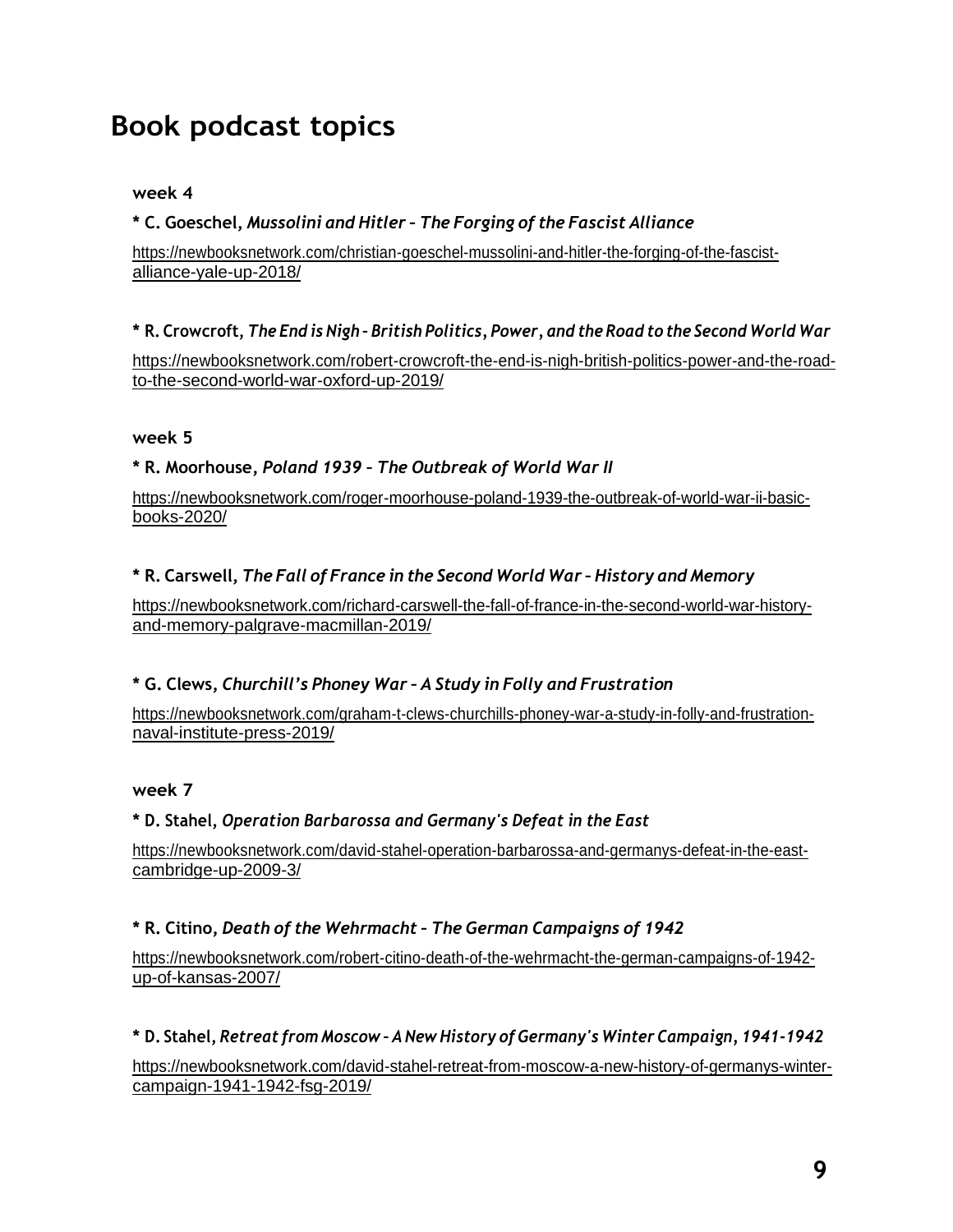# Book podcast topics

**week 4**

**\* C. Goeschel,** ***Mussolini and Hitler – The Forging of the Fascist Alliance***

https://newbooksnetwork.com/christian-goeschel-mussolini-and-hitler-the-forging-of-the-fascist-alliance-yale-up-2018/

**\* R. Crowcroft,** ***The End is Nigh - British Politics, Power, and the Road to the Second World War***

https://newbooksnetwork.com/robert-crowcroft-the-end-is-nigh-british-politics-power-and-the-road-to-the-second-world-war-oxford-up-2019/

**week 5**

**\* R. Moorhouse,** ***Poland 1939 – The Outbreak of World War II***

https://newbooksnetwork.com/roger-moorhouse-poland-1939-the-outbreak-of-world-war-ii-basic-books-2020/

**\* R. Carswell,** ***The Fall of France in the Second World War – History and Memory***

https://newbooksnetwork.com/richard-carswell-the-fall-of-france-in-the-second-world-war-history-and-memory-palgrave-macmillan-2019/

**\* G. Clews,** ***Churchill's Phoney War – A Study in Folly and Frustration***

https://newbooksnetwork.com/graham-t-clews-churchills-phoney-war-a-study-in-folly-and-frustration-naval-institute-press-2019/

**week 7**

**\* D. Stahel,** ***Operation Barbarossa and Germany's Defeat in the East***

https://newbooksnetwork.com/david-stahel-operation-barbarossa-and-germanys-defeat-in-the-east-cambridge-up-2009-3/

**\* R. Citino,** ***Death of the Wehrmacht – The German Campaigns of 1942***

https://newbooksnetwork.com/robert-citino-death-of-the-wehrmacht-the-german-campaigns-of-1942-up-of-kansas-2007/

**\* D. Stahel,** ***Retreat from Moscow - A New History of Germany's Winter Campaign, 1941-1942***

https://newbooksnetwork.com/david-stahel-retreat-from-moscow-a-new-history-of-germanys-winter-campaign-1941-1942-fsg-2019/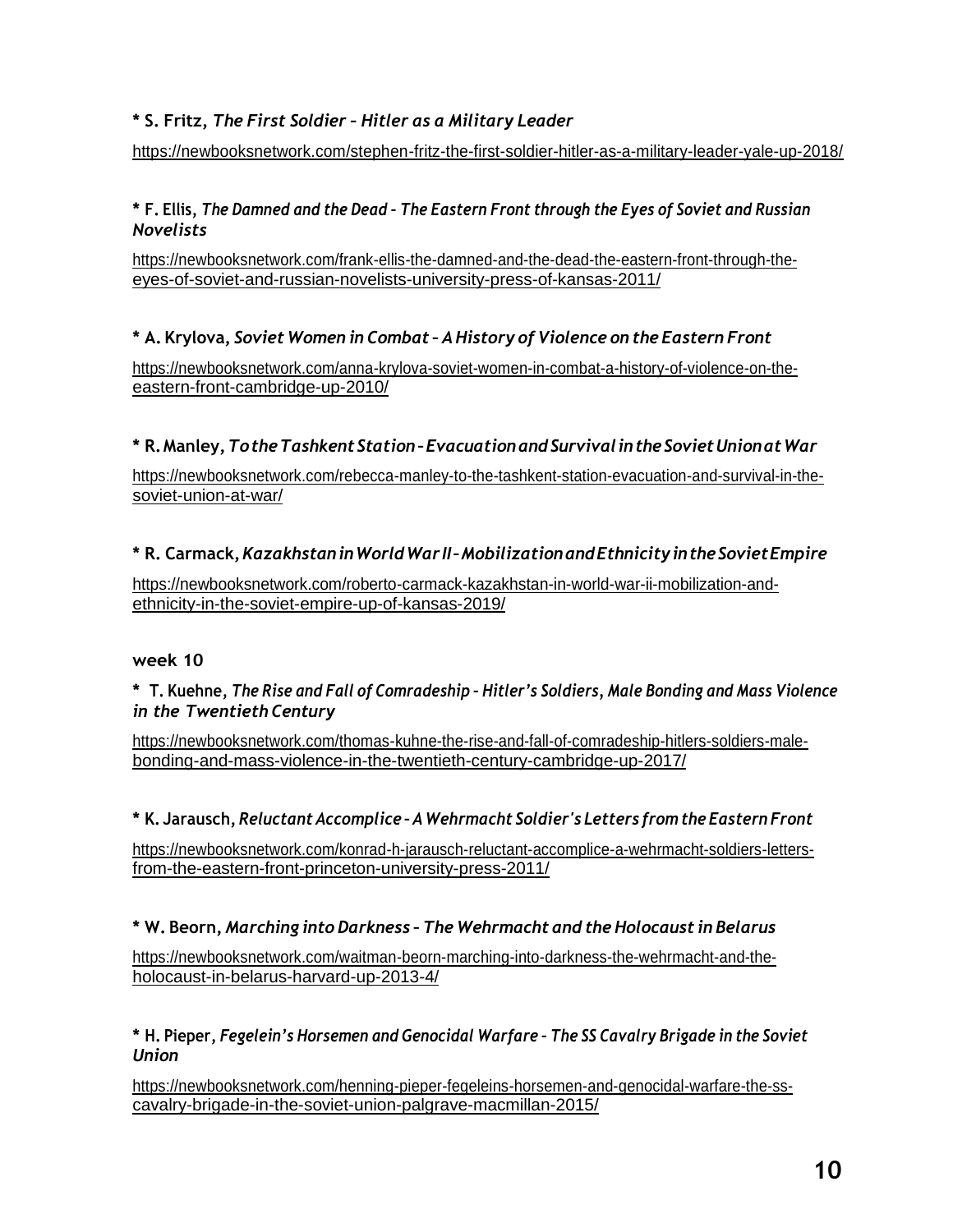**\* S. Fritz,** ***The First Soldier – Hitler as a Military Leader***

https://newbooksnetwork.com/stephen-fritz-the-first-soldier-hitler-as-a-military-leader-yale-up-2018/

**\* F. Ellis,** ***The Damned and the Dead - The Eastern Front through the Eyes of Soviet and Russian Novelists***

https://newbooksnetwork.com/frank-ellis-the-damned-and-the-dead-the-eastern-front-through-the-eyes-of-soviet-and-russian-novelists-university-press-of-kansas-2011/

**\* A. Krylova,** ***Soviet Women in Combat – A History of Violence on the Eastern Front***

https://newbooksnetwork.com/anna-krylova-soviet-women-in-combat-a-history-of-violence-on-the-eastern-front-cambridge-up-2010/

**\* R. Manley,** ***To the Tashkent Station - Evacuation and Survival in the Soviet Union at War***

https://newbooksnetwork.com/rebecca-manley-to-the-tashkent-station-evacuation-and-survival-in-the-soviet-union-at-war/

**\* R. Carmack,** ***Kazakhstan in World War II - Mobilization and Ethnicity in the Soviet Empire***

https://newbooksnetwork.com/roberto-carmack-kazakhstan-in-world-war-ii-mobilization-and-ethnicity-in-the-soviet-empire-up-of-kansas-2019/

**week 10**

**\* T. Kuehne,** ***The Rise and Fall of Comradeship - Hitler's Soldiers, Male Bonding and Mass Violence in the Twentieth Century***

https://newbooksnetwork.com/thomas-kuhne-the-rise-and-fall-of-comradeship-hitlers-soldiers-male-bonding-and-mass-violence-in-the-twentieth-century-cambridge-up-2017/

**\* K. Jarausch,** ***Reluctant Accomplice - A Wehrmacht Soldier's Letters from the Eastern Front***

https://newbooksnetwork.com/konrad-h-jarausch-reluctant-accomplice-a-wehrmacht-soldiers-letters-from-the-eastern-front-princeton-university-press-2011/

**\* W. Beorn,** ***Marching into Darkness – The Wehrmacht and the Holocaust in Belarus***

https://newbooksnetwork.com/waitman-beorn-marching-into-darkness-the-wehrmacht-and-the-holocaust-in-belarus-harvard-up-2013-4/

**\* H. Pieper,** ***Fegelein's Horsemen and Genocidal Warfare - The SS Cavalry Brigade in the Soviet Union***

https://newbooksnetwork.com/henning-pieper-fegeleins-horsemen-and-genocidal-warfare-the-ss-cavalry-brigade-in-the-soviet-union-palgrave-macmillan-2015/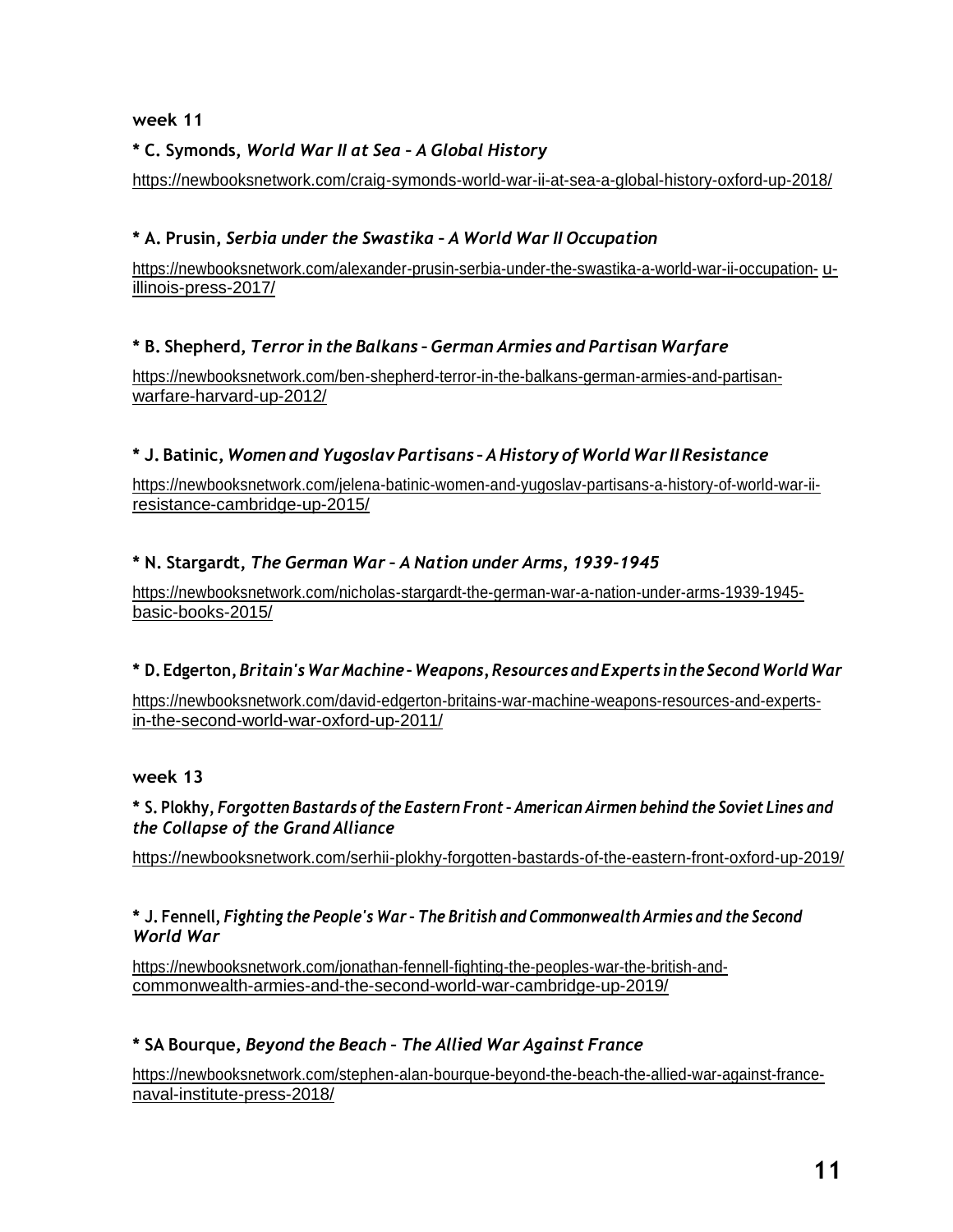**week 11**

**\* C. Symonds,** ***World War II at Sea – A Global History***

https://newbooksnetwork.com/craig-symonds-world-war-ii-at-sea-a-global-history-oxford-up-2018/

**\* A. Prusin,** ***Serbia under the Swastika – A World War II Occupation***

https://newbooksnetwork.com/alexander-prusin-serbia-under-the-swastika-a-world-war-ii-occupation-u-illinois-press-2017/

**\* B. Shepherd,** ***Terror in the Balkans – German Armies and Partisan Warfare***

https://newbooksnetwork.com/ben-shepherd-terror-in-the-balkans-german-armies-and-partisan-warfare-harvard-up-2012/

**\* J. Batinic,** ***Women and Yugoslav Partisans – A History of World War II Resistance***

https://newbooksnetwork.com/jelena-batinic-women-and-yugoslav-partisans-a-history-of-world-war-ii-resistance-cambridge-up-2015/

**\* N. Stargardt,** ***The German War – A Nation under Arms, 1939-1945***

https://newbooksnetwork.com/nicholas-stargardt-the-german-war-a-nation-under-arms-1939-1945-basic-books-2015/

**\* D. Edgerton,** ***Britain's War Machine - Weapons, Resources and Experts in the Second World War***

https://newbooksnetwork.com/david-edgerton-britains-war-machine-weapons-resources-and-experts-in-the-second-world-war-oxford-up-2011/

**week 13**

**\* S. Plokhy,** ***Forgotten Bastards of the Eastern Front - American Airmen behind the Soviet Lines and the Collapse of the Grand Alliance***

https://newbooksnetwork.com/serhii-plokhy-forgotten-bastards-of-the-eastern-front-oxford-up-2019/

**\* J. Fennell,** ***Fighting the People's War - The British and Commonwealth Armies and the Second World War***

https://newbooksnetwork.com/jonathan-fennell-fighting-the-peoples-war-the-british-and-commonwealth-armies-and-the-second-world-war-cambridge-up-2019/

**\* SA Bourque,** ***Beyond the Beach – The Allied War Against France***

https://newbooksnetwork.com/stephen-alan-bourque-beyond-the-beach-the-allied-war-against-france-naval-institute-press-2018/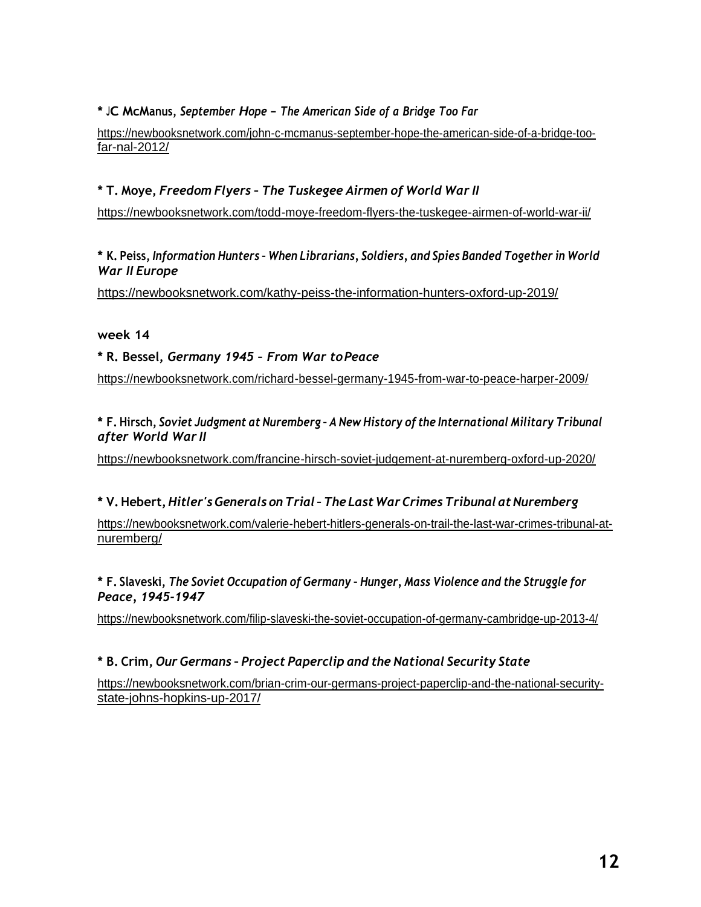**\* JC McManus**, *September Hope – The American Side of a Bridge Too Far*

https://newbooksnetwork.com/john-c-mcmanus-september-hope-the-american-side-of-a-bridge-too-far-nal-2012/

**\* T. Moye**, *Freedom Flyers – The Tuskegee Airmen of World War II*

https://newbooksnetwork.com/todd-moye-freedom-flyers-the-tuskegee-airmen-of-world-war-ii/

**\* K. Peiss**, *Information Hunters - When Librarians, Soldiers, and Spies Banded Together in World War II Europe*

https://newbooksnetwork.com/kathy-peiss-the-information-hunters-oxford-up-2019/

**week 14**

**\* R. Bessel**, *Germany 1945 – From War to Peace*

https://newbooksnetwork.com/richard-bessel-germany-1945-from-war-to-peace-harper-2009/

**\* F. Hirsch**, *Soviet Judgment at Nuremberg – A New History of the International Military Tribunal after World War II*

https://newbooksnetwork.com/francine-hirsch-soviet-judgement-at-nuremberg-oxford-up-2020/

**\* V. Hebert**, *Hitler's Generals on Trial – The Last War Crimes Tribunal at Nuremberg*

https://newbooksnetwork.com/valerie-hebert-hitlers-generals-on-trail-the-last-war-crimes-tribunal-at-nuremberg/

**\* F. Slaveski**, *The Soviet Occupation of Germany - Hunger, Mass Violence and the Struggle for Peace, 1945-1947*

https://newbooksnetwork.com/filip-slaveski-the-soviet-occupation-of-germany-cambridge-up-2013-4/

**\* B. Crim**, *Our Germans – Project Paperclip and the National Security State*

https://newbooksnetwork.com/brian-crim-our-germans-project-paperclip-and-the-national-security-state-johns-hopkins-up-2017/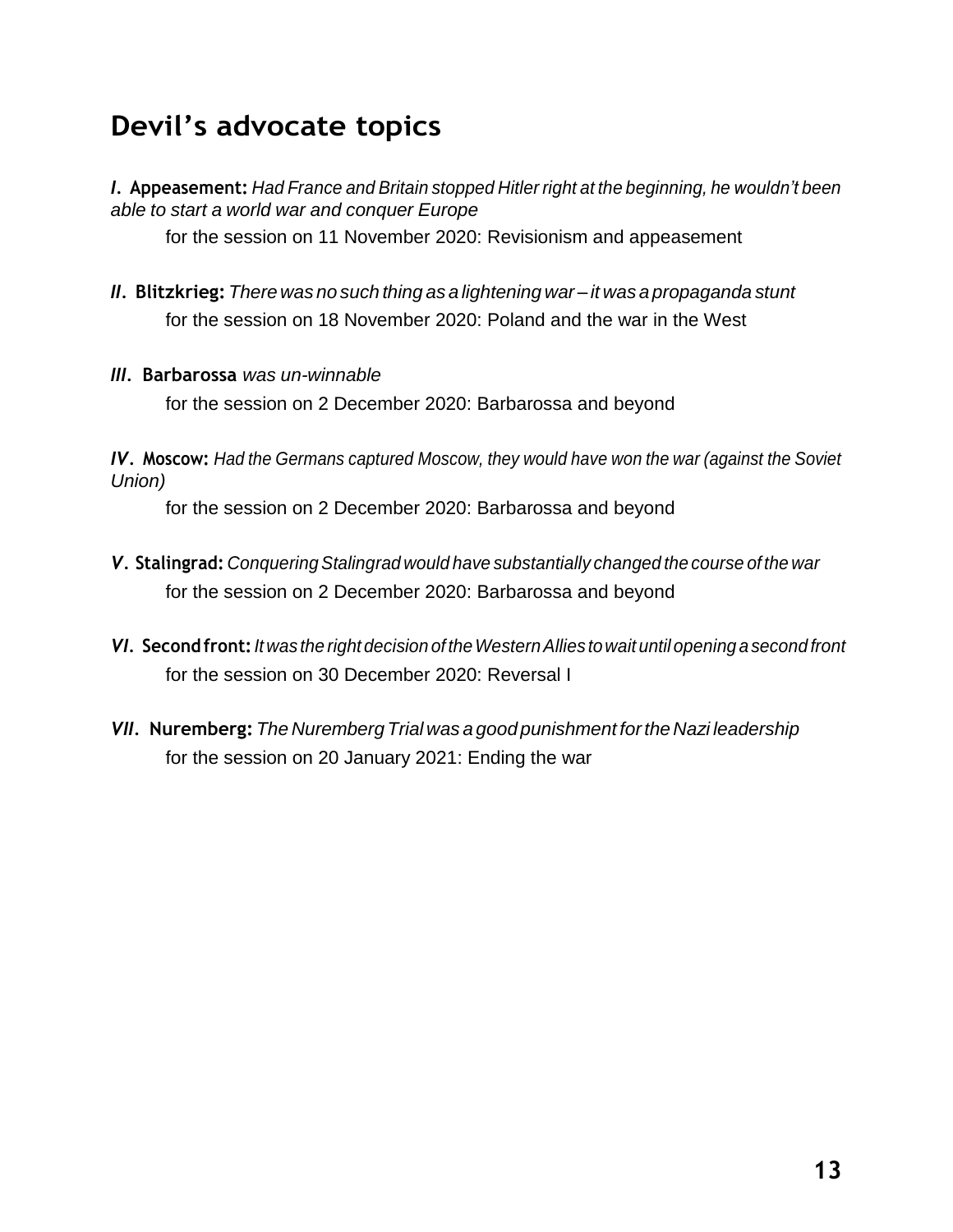## Devil's advocate topics

***I.*** **Appeasement:** *Had France and Britain stopped Hitler right at the beginning, he wouldn't been able to start a world war and conquer Europe*

for the session on 11 November 2020: Revisionism and appeasement

***II.*** **Blitzkrieg:** *There was no such thing as a lightening war – it was a propaganda stunt*

for the session on 18 November 2020: Poland and the war in the West

***III.*** **Barbarossa** *was un-winnable*

for the session on 2 December 2020: Barbarossa and beyond

***IV.*** **Moscow:** *Had the Germans captured Moscow, they would have won the war (against the Soviet Union)*

for the session on 2 December 2020: Barbarossa and beyond

***V.*** **Stalingrad:** *Conquering Stalingrad would have substantially changed the course of the war*

for the session on 2 December 2020: Barbarossa and beyond

***VI.*** **Second front:** *It was the right decision of the Western Allies to wait until opening a second front*

for the session on 30 December 2020: Reversal I

***VII.*** **Nuremberg:** *The Nuremberg Trial was a good punishment for the Nazi leadership*

for the session on 20 January 2021: Ending the war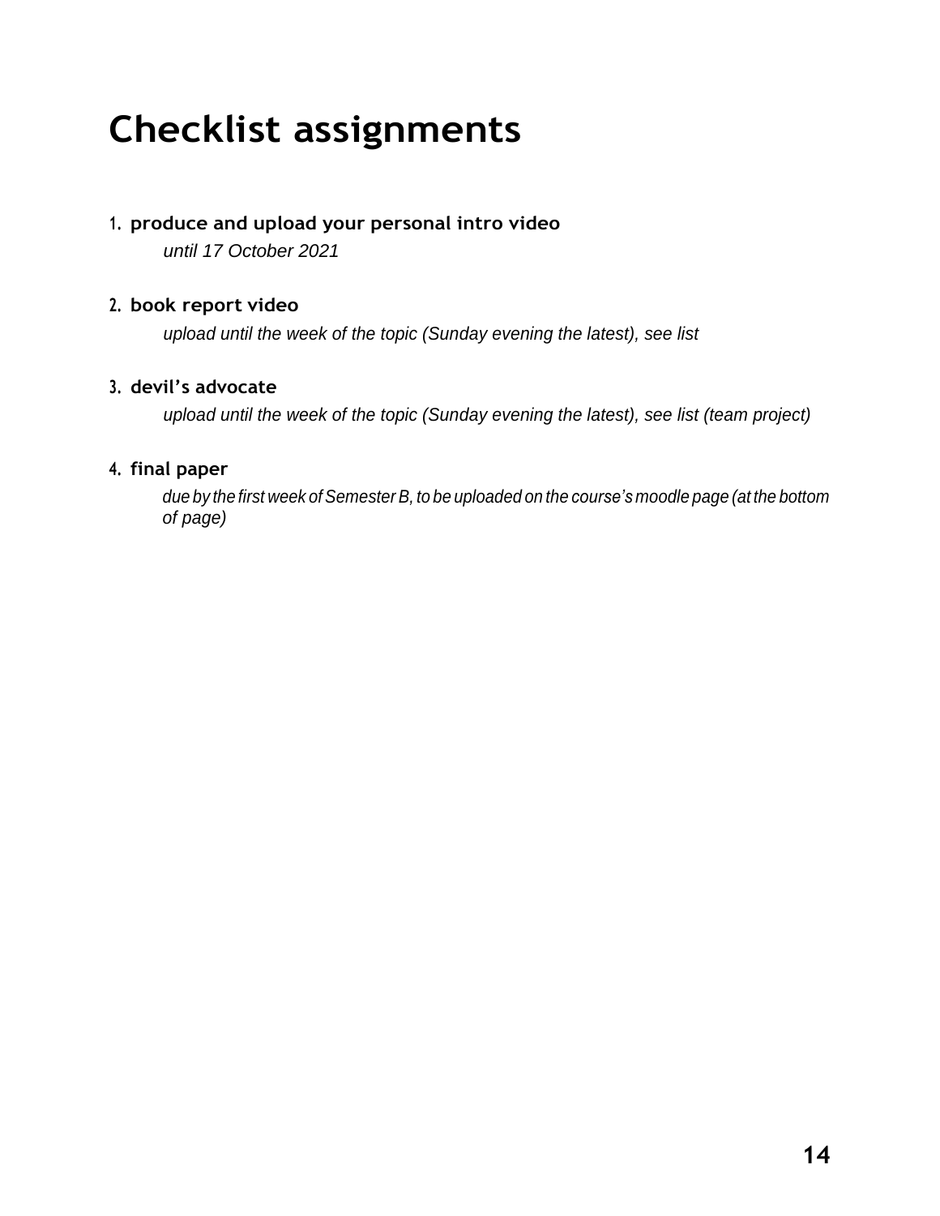# Checklist assignments

1. **produce and upload your personal intro video**

   *until 17 October 2021*

2. **book report video**

   *upload until the week of the topic (Sunday evening the latest), see list*

3. **devil's advocate**

   *upload until the week of the topic (Sunday evening the latest), see list (team project)*

4. **final paper**

   *due by the first week of Semester B, to be uploaded on the course's moodle page (at the bottom of page)*